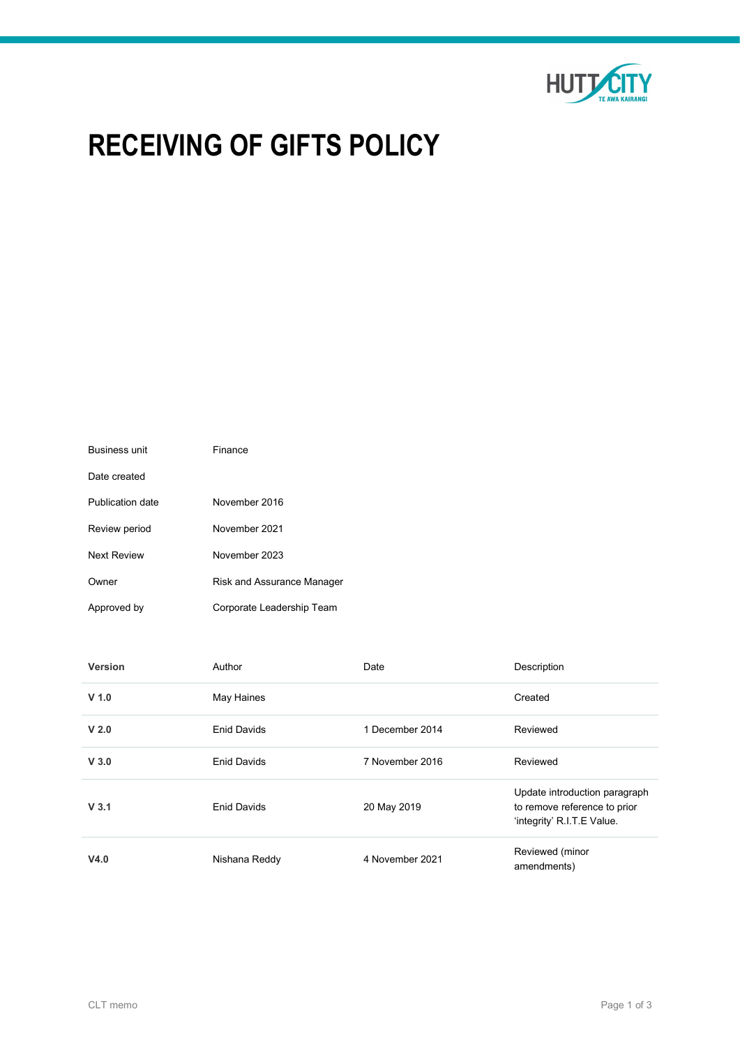# RECEIVING OF GIFTS POLICY

| | |
|---|---|
| Business unit | Finance |
| Date created | |
| Publication date | November 2016 |
| Review period | November 2021 |
| Next Review | November 2023 |
| Owner | Risk and Assurance Manager |
| Approved by | Corporate Leadership Team |

| **Version** | Author | Date | Description |
|---|---|---|---|
| **V 1.0** | May Haines | | Created |
| **V 2.0** | Enid Davids | 1 December 2014 | Reviewed |
| **V 3.0** | Enid Davids | 7 November 2016 | Reviewed |
| **V 3.1** | Enid Davids | 20 May 2019 | Update introduction paragraph to remove reference to prior 'integrity' R.I.T.E Value. |
| **V4.0** | Nishana Reddy | 4 November 2021 | Reviewed (minor amendments) |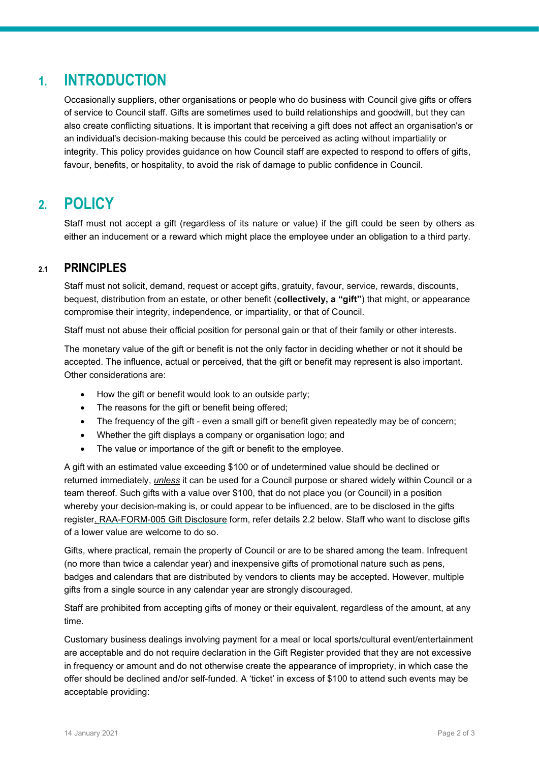# 1. INTRODUCTION

Occasionally suppliers, other organisations or people who do business with Council give gifts or offers of service to Council staff. Gifts are sometimes used to build relationships and goodwill, but they can also create conflicting situations. It is important that receiving a gift does not affect an organisation's or an individual's decision-making because this could be perceived as acting without impartiality or integrity. This policy provides guidance on how Council staff are expected to respond to offers of gifts, favour, benefits, or hospitality, to avoid the risk of damage to public confidence in Council.

# 2. POLICY

Staff must not accept a gift (regardless of its nature or value) if the gift could be seen by others as either an inducement or a reward which might place the employee under an obligation to a third party.

## 2.1 PRINCIPLES

Staff must not solicit, demand, request or accept gifts, gratuity, favour, service, rewards, discounts, bequest, distribution from an estate, or other benefit (**collectively, a "gift"**) that might, or appearance compromise their integrity, independence, or impartiality, or that of Council.

Staff must not abuse their official position for personal gain or that of their family or other interests.

The monetary value of the gift or benefit is not the only factor in deciding whether or not it should be accepted. The influence, actual or perceived, that the gift or benefit may represent is also important. Other considerations are:

- How the gift or benefit would look to an outside party;
- The reasons for the gift or benefit being offered;
- The frequency of the gift - even a small gift or benefit given repeatedly may be of concern;
- Whether the gift displays a company or organisation logo; and
- The value or importance of the gift or benefit to the employee.

A gift with an estimated value exceeding $100 or of undetermined value should be declined or returned immediately, ***unless*** it can be used for a Council purpose or shared widely within Council or a team thereof. Such gifts with a value over $100, that do not place you (or Council) in a position whereby your decision-making is, or could appear to be influenced, are to be disclosed in the gifts register. RAA-FORM-005 Gift Disclosure form, refer details 2.2 below. Staff who want to disclose gifts of a lower value are welcome to do so.

Gifts, where practical, remain the property of Council or are to be shared among the team. Infrequent (no more than twice a calendar year) and inexpensive gifts of promotional nature such as pens, badges and calendars that are distributed by vendors to clients may be accepted. However, multiple gifts from a single source in any calendar year are strongly discouraged.

Staff are prohibited from accepting gifts of money or their equivalent, regardless of the amount, at any time.

Customary business dealings involving payment for a meal or local sports/cultural event/entertainment are acceptable and do not require declaration in the Gift Register provided that they are not excessive in frequency or amount and do not otherwise create the appearance of impropriety, in which case the offer should be declined and/or self-funded. A 'ticket' in excess of $100 to attend such events may be acceptable providing: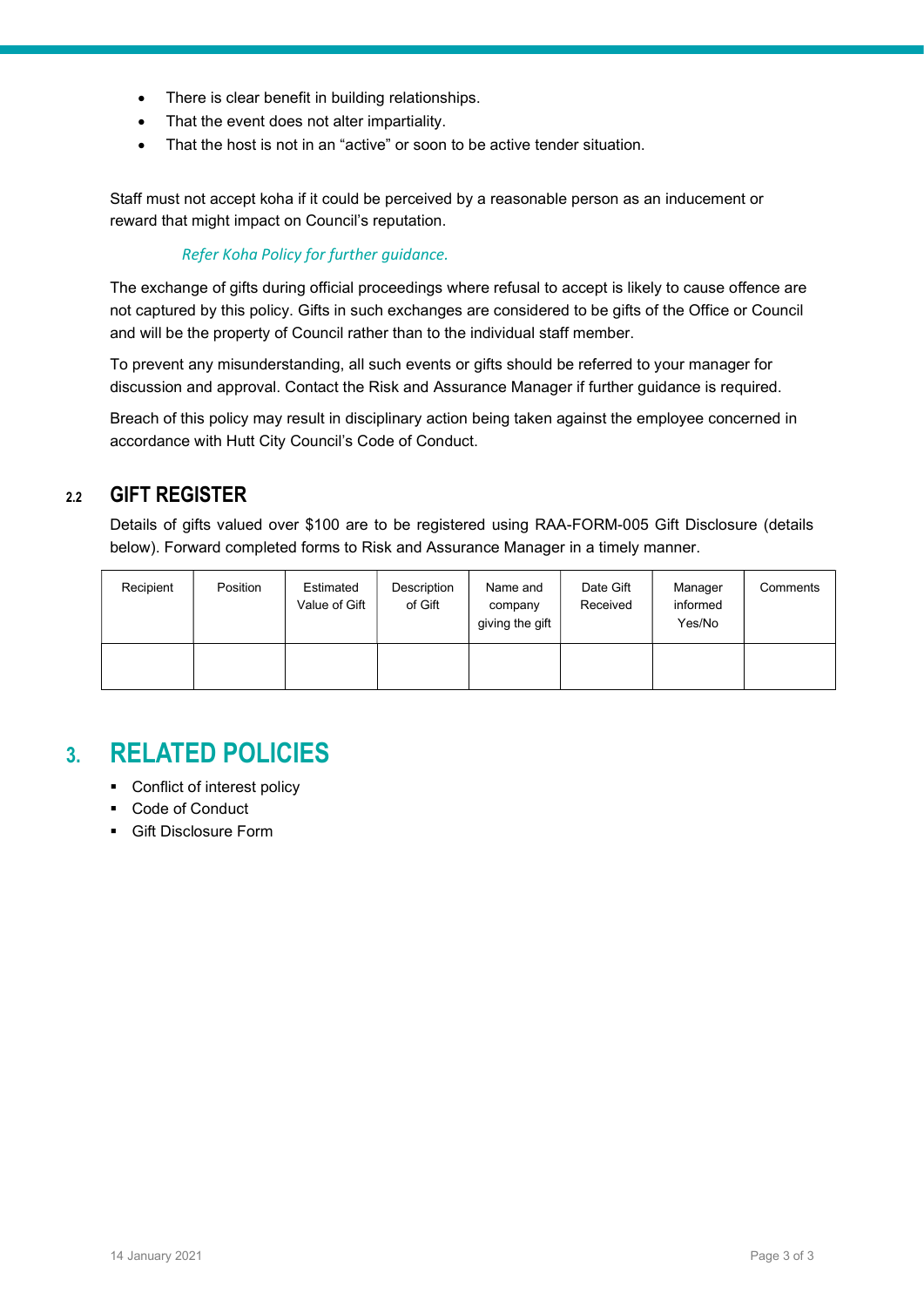- There is clear benefit in building relationships.
- That the event does not alter impartiality.
- That the host is not in an "active" or soon to be active tender situation.

Staff must not accept koha if it could be perceived by a reasonable person as an inducement or reward that might impact on Council's reputation.

*Refer Koha Policy for further guidance.*

The exchange of gifts during official proceedings where refusal to accept is likely to cause offence are not captured by this policy. Gifts in such exchanges are considered to be gifts of the Office or Council and will be the property of Council rather than to the individual staff member.

To prevent any misunderstanding, all such events or gifts should be referred to your manager for discussion and approval. Contact the Risk and Assurance Manager if further guidance is required.

Breach of this policy may result in disciplinary action being taken against the employee concerned in accordance with Hutt City Council's Code of Conduct.

### 2.2 GIFT REGISTER

Details of gifts valued over $100 are to be registered using RAA-FORM-005 Gift Disclosure (details below). Forward completed forms to Risk and Assurance Manager in a timely manner.

| Recipient | Position | Estimated Value of Gift | Description of Gift | Name and company giving the gift | Date Gift Received | Manager informed Yes/No | Comments |
|---|---|---|---|---|---|---|---|
| | | | | | | | |

## 3. RELATED POLICIES

- Conflict of interest policy
- Code of Conduct
- Gift Disclosure Form